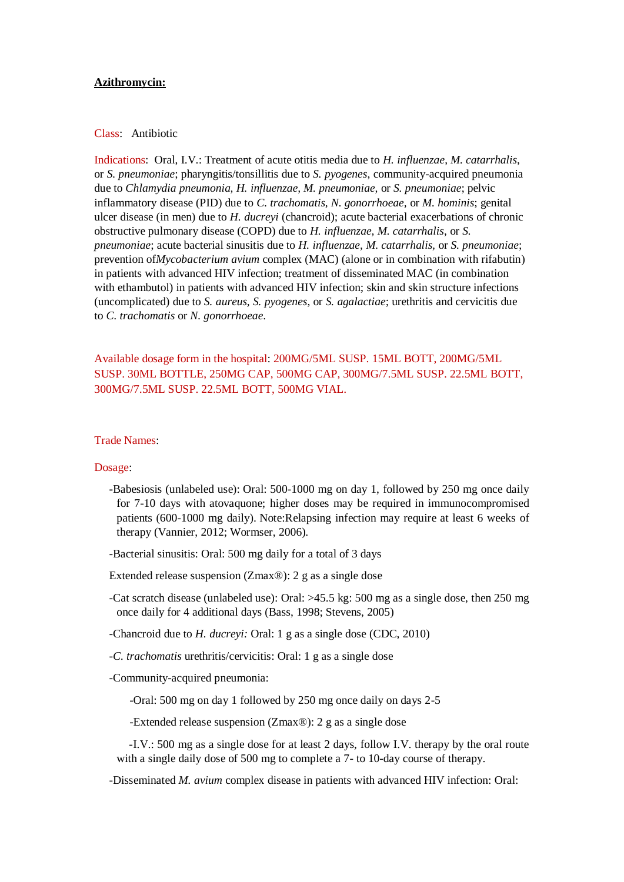**Azithromycin:**

Class: Antibiotic

Indications: Oral, I.V.: Treatment of acute otitis media due to *H. influenzae*, *M. catarrhalis*, or *S. pneumoniae*; pharyngitis/tonsillitis due to *S. pyogenes*, community-acquired pneumonia due to *Chlamydia pneumonia, H. influenzae, M. pneumoniae,* or *S. pneumoniae*; pelvic inflammatory disease (PID) due to *C. trachomatis*, *N. gonorrhoeae*, or *M. hominis*; genital ulcer disease (in men) due to *H. ducreyi* (chancroid); acute bacterial exacerbations of chronic obstructive pulmonary disease (COPD) due to *H. influenzae, M. catarrhalis*, or *S. pneumoniae*; acute bacterial sinusitis due to *H. influenzae*, *M. catarrhalis*, or *S. pneumoniae*; prevention of*Mycobacterium avium* complex (MAC) (alone or in combination with rifabutin) in patients with advanced HIV infection; treatment of disseminated MAC (in combination with ethambutol) in patients with advanced HIV infection; skin and skin structure infections (uncomplicated) due to *S. aureus*, *S. pyogenes*, or *S. agalactiae*; urethritis and cervicitis due to *C. trachomatis* or *N. gonorrhoeae*.

Available dosage form in the hospital: 200MG/5ML SUSP. 15ML BOTT, 200MG/5ML SUSP. 30ML BOTTLE, 250MG CAP, 500MG CAP, 300MG/7.5ML SUSP. 22.5ML BOTT, 300MG/7.5ML SUSP. 22.5ML BOTT, 500MG VIAL.

Trade Names:

Dosage:

- Babesiosis (unlabeled use): Oral: 500-1000 mg on day 1, followed by 250 mg once daily for 7-10 days with atovaquone; higher doses may be required in immunocompromised patients (600-1000 mg daily). Note:Relapsing infection may require at least 6 weeks of therapy (Vannier, 2012; Wormser, 2006).

- Bacterial sinusitis: Oral: 500 mg daily for a total of 3 days

  Extended release suspension (Zmax®): 2 g as a single dose

- Cat scratch disease (unlabeled use): Oral: >45.5 kg: 500 mg as a single dose, then 250 mg once daily for 4 additional days (Bass, 1998; Stevens, 2005)

- Chancroid due to *H. ducreyi:* Oral: 1 g as a single dose (CDC, 2010)

- *C. trachomatis* urethritis/cervicitis: Oral: 1 g as a single dose

- Community-acquired pneumonia:

  - Oral: 500 mg on day 1 followed by 250 mg once daily on days 2-5

  - Extended release suspension (Zmax®): 2 g as a single dose

  - I.V.: 500 mg as a single dose for at least 2 days, follow I.V. therapy by the oral route with a single daily dose of 500 mg to complete a 7- to 10-day course of therapy.

- Disseminated *M. avium* complex disease in patients with advanced HIV infection: Oral: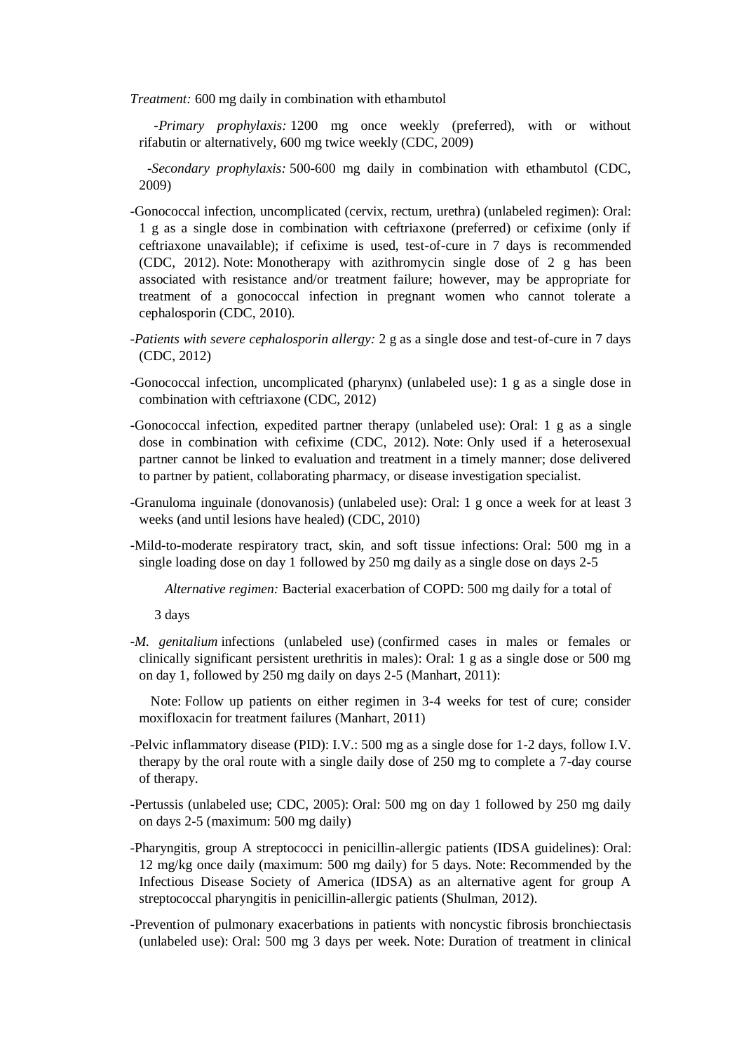*Treatment:* 600 mg daily in combination with ethambutol

-*Primary prophylaxis:* 1200 mg once weekly (preferred), with or without rifabutin or alternatively, 600 mg twice weekly (CDC, 2009)

-*Secondary prophylaxis:* 500-600 mg daily in combination with ethambutol (CDC, 2009)

-Gonococcal infection, uncomplicated (cervix, rectum, urethra) (unlabeled regimen): Oral: 1 g as a single dose in combination with ceftriaxone (preferred) or cefixime (only if ceftriaxone unavailable); if cefixime is used, test-of-cure in 7 days is recommended (CDC, 2012). Note: Monotherapy with azithromycin single dose of 2 g has been associated with resistance and/or treatment failure; however, may be appropriate for treatment of a gonococcal infection in pregnant women who cannot tolerate a cephalosporin (CDC, 2010).

-*Patients with severe cephalosporin allergy:* 2 g as a single dose and test-of-cure in 7 days (CDC, 2012)

-Gonococcal infection, uncomplicated (pharynx) (unlabeled use): 1 g as a single dose in combination with ceftriaxone (CDC, 2012)

-Gonococcal infection, expedited partner therapy (unlabeled use): Oral: 1 g as a single dose in combination with cefixime (CDC, 2012). Note: Only used if a heterosexual partner cannot be linked to evaluation and treatment in a timely manner; dose delivered to partner by patient, collaborating pharmacy, or disease investigation specialist.

-Granuloma inguinale (donovanosis) (unlabeled use): Oral: 1 g once a week for at least 3 weeks (and until lesions have healed) (CDC, 2010)

-Mild-to-moderate respiratory tract, skin, and soft tissue infections: Oral: 500 mg in a single loading dose on day 1 followed by 250 mg daily as a single dose on days 2-5

*Alternative regimen:* Bacterial exacerbation of COPD: 500 mg daily for a total of 3 days

-*M. genitalium* infections (unlabeled use) (confirmed cases in males or females or clinically significant persistent urethritis in males): Oral: 1 g as a single dose or 500 mg on day 1, followed by 250 mg daily on days 2-5 (Manhart, 2011):

Note: Follow up patients on either regimen in 3-4 weeks for test of cure; consider moxifloxacin for treatment failures (Manhart, 2011)

-Pelvic inflammatory disease (PID): I.V.: 500 mg as a single dose for 1-2 days, follow I.V. therapy by the oral route with a single daily dose of 250 mg to complete a 7-day course of therapy.

-Pertussis (unlabeled use; CDC, 2005): Oral: 500 mg on day 1 followed by 250 mg daily on days 2-5 (maximum: 500 mg daily)

-Pharyngitis, group A streptococci in penicillin-allergic patients (IDSA guidelines): Oral: 12 mg/kg once daily (maximum: 500 mg daily) for 5 days. Note: Recommended by the Infectious Disease Society of America (IDSA) as an alternative agent for group A streptococcal pharyngitis in penicillin-allergic patients (Shulman, 2012).

-Prevention of pulmonary exacerbations in patients with noncystic fibrosis bronchiectasis (unlabeled use): Oral: 500 mg 3 days per week. Note: Duration of treatment in clinical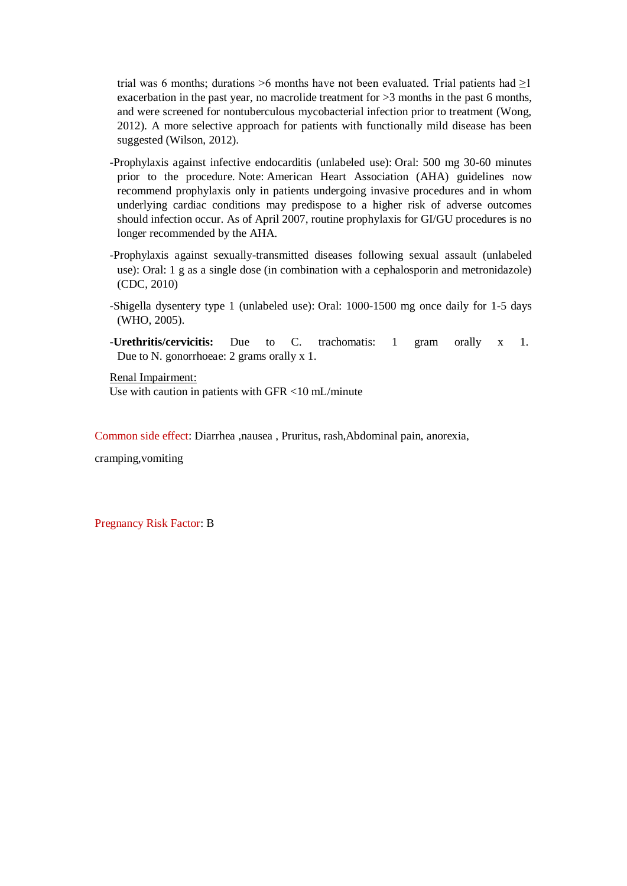trial was 6 months; durations >6 months have not been evaluated. Trial patients had ≥1 exacerbation in the past year, no macrolide treatment for >3 months in the past 6 months, and were screened for nontuberculous mycobacterial infection prior to treatment (Wong, 2012). A more selective approach for patients with functionally mild disease has been suggested (Wilson, 2012).

-Prophylaxis against infective endocarditis (unlabeled use): Oral: 500 mg 30-60 minutes prior to the procedure. Note: American Heart Association (AHA) guidelines now recommend prophylaxis only in patients undergoing invasive procedures and in whom underlying cardiac conditions may predispose to a higher risk of adverse outcomes should infection occur. As of April 2007, routine prophylaxis for GI/GU procedures is no longer recommended by the AHA.

-Prophylaxis against sexually-transmitted diseases following sexual assault (unlabeled use): Oral: 1 g as a single dose (in combination with a cephalosporin and metronidazole) (CDC, 2010)

-Shigella dysentery type 1 (unlabeled use): Oral: 1000-1500 mg once daily for 1-5 days (WHO, 2005).

**-Urethritis/cervicitis:** Due to C. trachomatis: 1 gram orally x 1. Due to N. gonorrhoeae: 2 grams orally x 1.

Renal Impairment:
Use with caution in patients with GFR <10 mL/minute

Common side effect: Diarrhea ,nausea , Pruritus, rash,Abdominal pain, anorexia, cramping,vomiting

Pregnancy Risk Factor: B